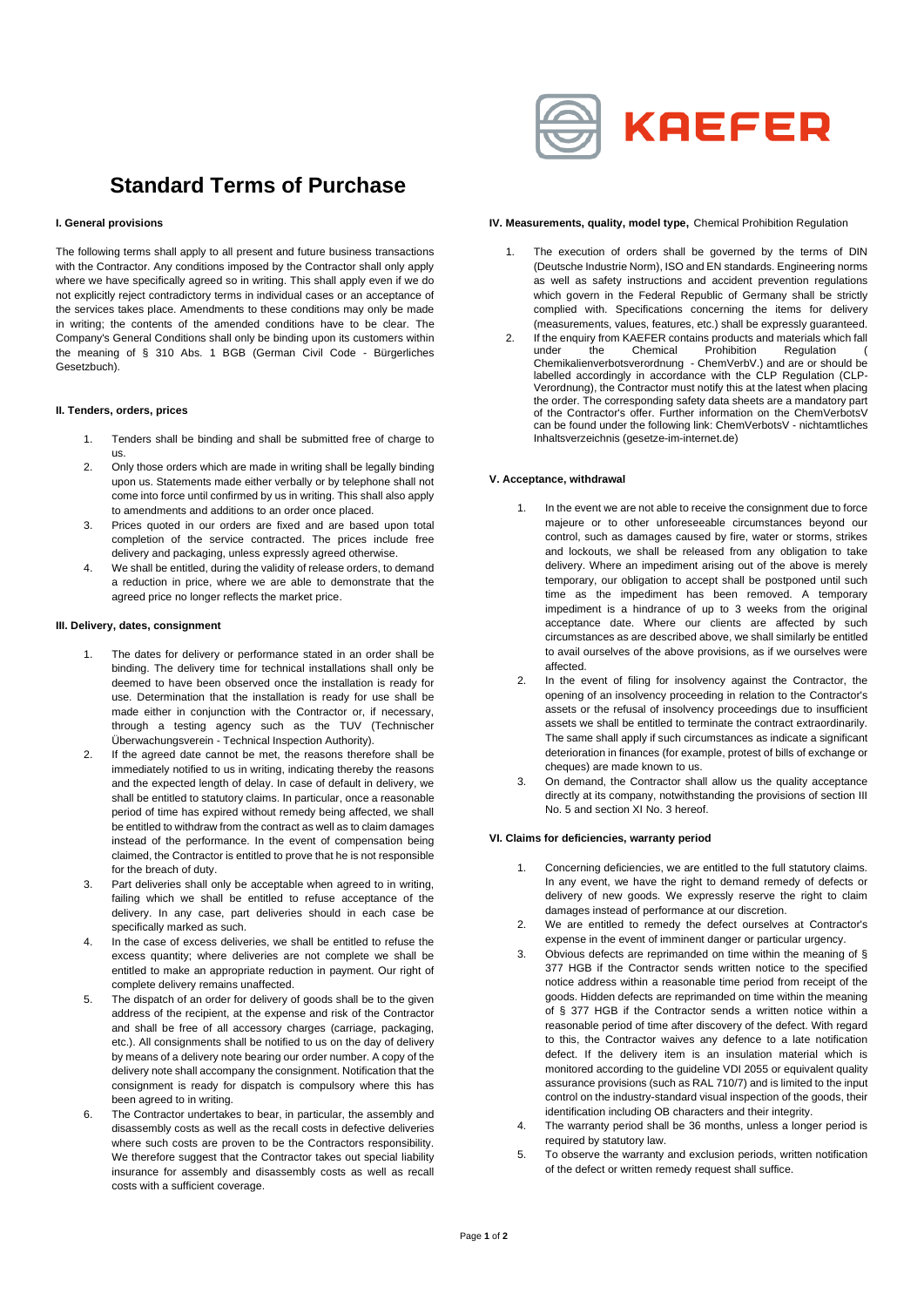KAEFER

# Standard Terms of Purchase

## I. General provisions

The following terms shall apply to all present and future business transactions with the Contractor. Any conditions imposed by the Contractor shall only apply where we have specifically agreed so in writing. This shall apply even if we do not explicitly reject contradictory terms in individual cases or an acceptance of the services takes place. Amendments to these conditions may only be made in writing; the contents of the amended conditions have to be clear. The Company's General Conditions shall only be binding upon its customers within the meaning of § 310 Abs. 1 BGB (German Civil Code - Bürgerliches Gesetzbuch).

## II. Tenders, orders, prices

1. Tenders shall be binding and shall be submitted free of charge to us.
2. Only those orders which are made in writing shall be legally binding upon us. Statements made either verbally or by telephone shall not come into force until confirmed by us in writing. This shall also apply to amendments and additions to an order once placed.
3. Prices quoted in our orders are fixed and are based upon total completion of the service contracted. The prices include free delivery and packaging, unless expressly agreed otherwise.
4. We shall be entitled, during the validity of release orders, to demand a reduction in price, where we are able to demonstrate that the agreed price no longer reflects the market price.

## III. Delivery, dates, consignment

1. The dates for delivery or performance stated in an order shall be binding. The delivery time for technical installations shall only be deemed to have been observed once the installation is ready for use. Determination that the installation is ready for use shall be made either in conjunction with the Contractor or, if necessary, through a testing agency such as the TUV (Technischer Überwachungsverein - Technical Inspection Authority).
2. If the agreed date cannot be met, the reasons therefore shall be immediately notified to us in writing, indicating thereby the reasons and the expected length of delay. In case of default in delivery, we shall be entitled to statutory claims. In particular, once a reasonable period of time has expired without remedy being affected, we shall be entitled to withdraw from the contract as well as to claim damages instead of the performance. In the event of compensation being claimed, the Contractor is entitled to prove that he is not responsible for the breach of duty.
3. Part deliveries shall only be acceptable when agreed to in writing, failing which we shall be entitled to refuse acceptance of the delivery. In any case, part deliveries should in each case be specifically marked as such.
4. In the case of excess deliveries, we shall be entitled to refuse the excess quantity; where deliveries are not complete we shall be entitled to make an appropriate reduction in payment. Our right of complete delivery remains unaffected.
5. The dispatch of an order for delivery of goods shall be to the given address of the recipient, at the expense and risk of the Contractor and shall be free of all accessory charges (carriage, packaging, etc.). All consignments shall be notified to us on the day of delivery by means of a delivery note bearing our order number. A copy of the delivery note shall accompany the consignment. Notification that the consignment is ready for dispatch is compulsory where this has been agreed to in writing.
6. The Contractor undertakes to bear, in particular, the assembly and disassembly costs as well as the recall costs in defective deliveries where such costs are proven to be the Contractors responsibility. We therefore suggest that the Contractor takes out special liability insurance for assembly and disassembly costs as well as recall costs with a sufficient coverage.

## IV. Measurements, quality, model type, Chemical Prohibition Regulation

1. The execution of orders shall be governed by the terms of DIN (Deutsche Industrie Norm), ISO and EN standards. Engineering norms as well as safety instructions and accident prevention regulations which govern in the Federal Republic of Germany shall be strictly complied with. Specifications concerning the items for delivery (measurements, values, features, etc.) shall be expressly guaranteed.
2. If the enquiry from KAEFER contains products and materials which fall under the Chemical Prohibition Regulation ( Chemikalienverbotsverordnung - ChemVerbV.) and are or should be labelled accordingly in accordance with the CLP Regulation (CLP-Verordnung), the Contractor must notify this at the latest when placing the order. The corresponding safety data sheets are a mandatory part of the Contractor's offer. Further information on the ChemVerbotsV can be found under the following link: ChemVerbotsV - nichtamtliches Inhaltsverzeichnis (gesetze-im-internet.de)

## V. Acceptance, withdrawal

1. In the event we are not able to receive the consignment due to force majeure or to other unforeseeable circumstances beyond our control, such as damages caused by fire, water or storms, strikes and lockouts, we shall be released from any obligation to take delivery. Where an impediment arising out of the above is merely temporary, our obligation to accept shall be postponed until such time as the impediment has been removed. A temporary impediment is a hindrance of up to 3 weeks from the original acceptance date. Where our clients are affected by such circumstances as are described above, we shall similarly be entitled to avail ourselves of the above provisions, as if we ourselves were affected.
2. In the event of filing for insolvency against the Contractor, the opening of an insolvency proceeding in relation to the Contractor's assets or the refusal of insolvency proceedings due to insufficient assets we shall be entitled to terminate the contract extraordinarily. The same shall apply if such circumstances as indicate a significant deterioration in finances (for example, protest of bills of exchange or cheques) are made known to us.
3. On demand, the Contractor shall allow us the quality acceptance directly at its company, notwithstanding the provisions of section III No. 5 and section XI No. 3 hereof.

## VI. Claims for deficiencies, warranty period

1. Concerning deficiencies, we are entitled to the full statutory claims. In any event, we have the right to demand remedy of defects or delivery of new goods. We expressly reserve the right to claim damages instead of performance at our discretion.
2. We are entitled to remedy the defect ourselves at Contractor's expense in the event of imminent danger or particular urgency.
3. Obvious defects are reprimanded on time within the meaning of § 377 HGB if the Contractor sends written notice to the specified notice address within a reasonable time period from receipt of the goods. Hidden defects are reprimanded on time within the meaning of § 377 HGB if the Contractor sends a written notice within a reasonable period of time after discovery of the defect. With regard to this, the Contractor waives any defence to a late notification defect. If the delivery item is an insulation material which is monitored according to the guideline VDI 2055 or equivalent quality assurance provisions (such as RAL 710/7) and is limited to the input control on the industry-standard visual inspection of the goods, their identification including OB characters and their integrity.
4. The warranty period shall be 36 months, unless a longer period is required by statutory law.
5. To observe the warranty and exclusion periods, written notification of the defect or written remedy request shall suffice.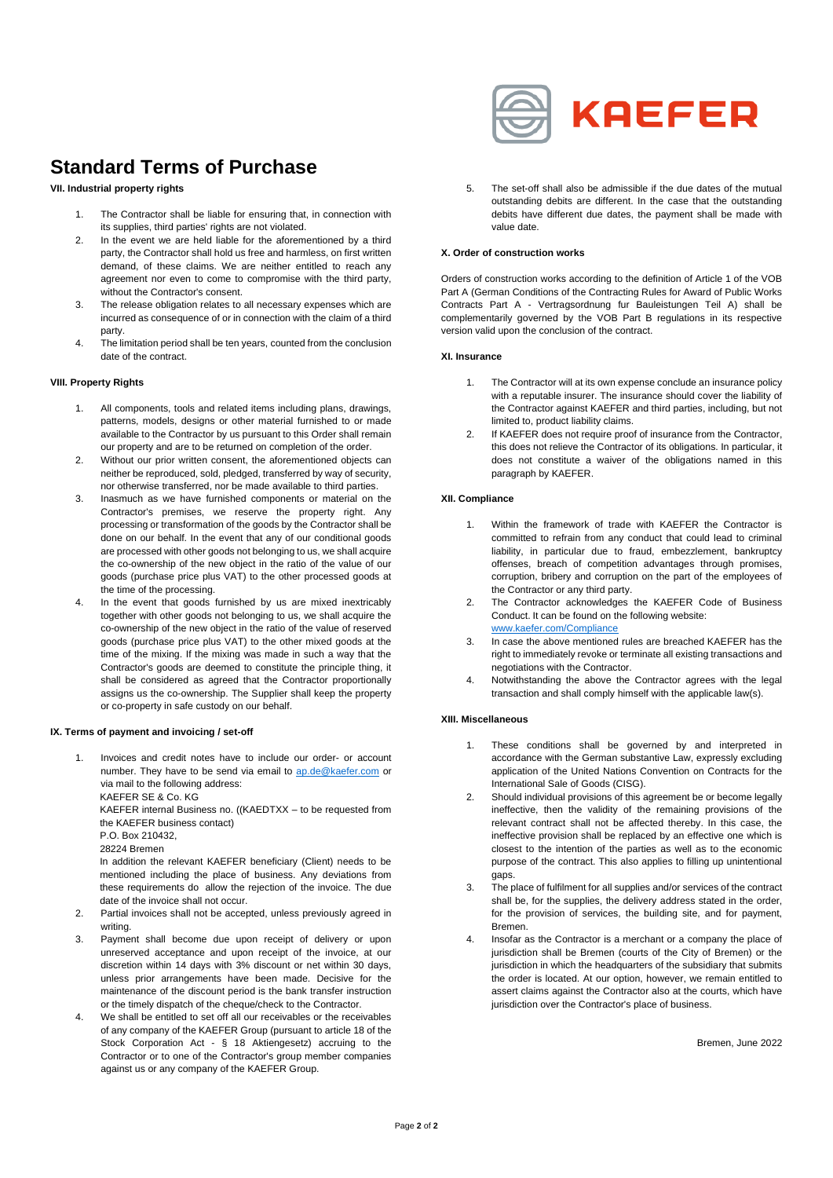# Standard Terms of Purchase

### VII. Industrial property rights

1. The Contractor shall be liable for ensuring that, in connection with its supplies, third parties' rights are not violated.
2. In the event we are held liable for the aforementioned by a third party, the Contractor shall hold us free and harmless, on first written demand, of these claims. We are neither entitled to reach any agreement nor even to come to compromise with the third party, without the Contractor's consent.
3. The release obligation relates to all necessary expenses which are incurred as consequence of or in connection with the claim of a third party.
4. The limitation period shall be ten years, counted from the conclusion date of the contract.

### VIII. Property Rights

1. All components, tools and related items including plans, drawings, patterns, models, designs or other material furnished to or made available to the Contractor by us pursuant to this Order shall remain our property and are to be returned on completion of the order.
2. Without our prior written consent, the aforementioned objects can neither be reproduced, sold, pledged, transferred by way of security, nor otherwise transferred, nor be made available to third parties.
3. Inasmuch as we have furnished components or material on the Contractor's premises, we reserve the property right. Any processing or transformation of the goods by the Contractor shall be done on our behalf. In the event that any of our conditional goods are processed with other goods not belonging to us, we shall acquire the co-ownership of the new object in the ratio of the value of our goods (purchase price plus VAT) to the other processed goods at the time of the processing.
4. In the event that goods furnished by us are mixed inextricably together with other goods not belonging to us, we shall acquire the co-ownership of the new object in the ratio of the value of reserved goods (purchase price plus VAT) to the other mixed goods at the time of the mixing. If the mixing was made in such a way that the Contractor's goods are deemed to constitute the principle thing, it shall be considered as agreed that the Contractor proportionally assigns us the co-ownership. The Supplier shall keep the property or co-property in safe custody on our behalf.

### IX. Terms of payment and invoicing / set-off

1. Invoices and credit notes have to include our order- or account number. They have to be send via email to ap.de@kaefer.com or via mail to the following address:  
   KAEFER SE & Co. KG  
   KAEFER internal Business no. ((KAEDTXX – to be requested from the KAEFER business contact)  
   P.O. Box 210432,  
   28224 Bremen  
   In addition the relevant KAEFER beneficiary (Client) needs to be mentioned including the place of business. Any deviations from these requirements do allow the rejection of the invoice. The due date of the invoice shall not occur.
2. Partial invoices shall not be accepted, unless previously agreed in writing.
3. Payment shall become due upon receipt of delivery or upon unreserved acceptance and upon receipt of the invoice, at our discretion within 14 days with 3% discount or net within 30 days, unless prior arrangements have been made. Decisive for the maintenance of the discount period is the bank transfer instruction or the timely dispatch of the cheque/check to the Contractor.
4. We shall be entitled to set off all our receivables or the receivables of any company of the KAEFER Group (pursuant to article 18 of the Stock Corporation Act - § 18 Aktiengesetz) accruing to the Contractor or to one of the Contractor's group member companies against us or any company of the KAEFER Group.
5. The set-off shall also be admissible if the due dates of the mutual outstanding debits are different. In the case that the outstanding debits have different due dates, the payment shall be made with value date.

### X. Order of construction works

Orders of construction works according to the definition of Article 1 of the VOB Part A (German Conditions of the Contracting Rules for Award of Public Works Contracts Part A - Vertragsordnung fur Bauleistungen Teil A) shall be complementarily governed by the VOB Part B regulations in its respective version valid upon the conclusion of the contract.

### XI. Insurance

1. The Contractor will at its own expense conclude an insurance policy with a reputable insurer. The insurance should cover the liability of the Contractor against KAEFER and third parties, including, but not limited to, product liability claims.
2. If KAEFER does not require proof of insurance from the Contractor, this does not relieve the Contractor of its obligations. In particular, it does not constitute a waiver of the obligations named in this paragraph by KAEFER.

### XII. Compliance

1. Within the framework of trade with KAEFER the Contractor is committed to refrain from any conduct that could lead to criminal liability, in particular due to fraud, embezzlement, bankruptcy offenses, breach of competition advantages through promises, corruption, bribery and corruption on the part of the employees of the Contractor or any third party.
2. The Contractor acknowledges the KAEFER Code of Business Conduct. It can be found on the following website:  
   www.kaefer.com/Compliance
3. In case the above mentioned rules are breached KAEFER has the right to immediately revoke or terminate all existing transactions and negotiations with the Contractor.
4. Notwithstanding the above the Contractor agrees with the legal transaction and shall comply himself with the applicable law(s).

### XIII. Miscellaneous

1. These conditions shall be governed by and interpreted in accordance with the German substantive Law, expressly excluding application of the United Nations Convention on Contracts for the International Sale of Goods (CISG).
2. Should individual provisions of this agreement be or become legally ineffective, then the validity of the remaining provisions of the relevant contract shall not be affected thereby. In this case, the ineffective provision shall be replaced by an effective one which is closest to the intention of the parties as well as to the economic purpose of the contract. This also applies to filling up unintentional gaps.
3. The place of fulfilment for all supplies and/or services of the contract shall be, for the supplies, the delivery address stated in the order, for the provision of services, the building site, and for payment, Bremen.
4. Insofar as the Contractor is a merchant or a company the place of jurisdiction shall be Bremen (courts of the City of Bremen) or the jurisdiction in which the headquarters of the subsidiary that submits the order is located. At our option, however, we remain entitled to assert claims against the Contractor also at the courts, which have jurisdiction over the Contractor's place of business.

Bremen, June 2022